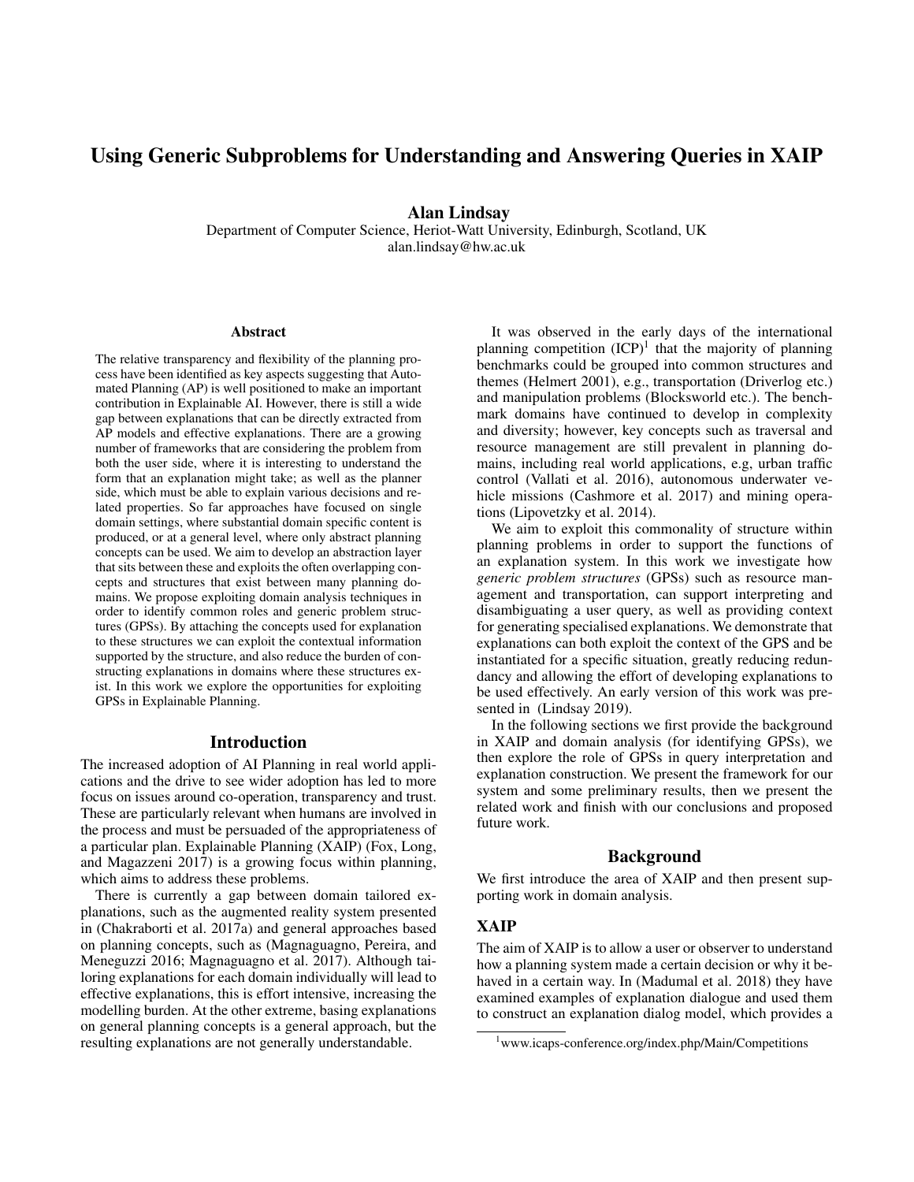# Using Generic Subproblems for Understanding and Answering Queries in XAIP

**Alan Lindsay**

Department of Computer Science, Heriot-Watt University, Edinburgh, Scotland, UK
alan.lindsay@hw.ac.uk

## Abstract

The relative transparency and flexibility of the planning process have been identified as key aspects suggesting that Automated Planning (AP) is well positioned to make an important contribution in Explainable AI. However, there is still a wide gap between explanations that can be directly extracted from AP models and effective explanations. There are a growing number of frameworks that are considering the problem from both the user side, where it is interesting to understand the form that an explanation might take; as well as the planner side, which must be able to explain various decisions and related properties. So far approaches have focused on single domain settings, where substantial domain specific content is produced, or at a general level, where only abstract planning concepts can be used. We aim to develop an abstraction layer that sits between these and exploits the often overlapping concepts and structures that exist between many planning domains. We propose exploiting domain analysis techniques in order to identify common roles and generic problem structures (GPSs). By attaching the concepts used for explanation to these structures we can exploit the contextual information supported by the structure, and also reduce the burden of constructing explanations in domains where these structures exist. In this work we explore the opportunities for exploiting GPSs in Explainable Planning.

## Introduction

The increased adoption of AI Planning in real world applications and the drive to see wider adoption has led to more focus on issues around co-operation, transparency and trust. These are particularly relevant when humans are involved in the process and must be persuaded of the appropriateness of a particular plan. Explainable Planning (XAIP) (Fox, Long, and Magazzeni 2017) is a growing focus within planning, which aims to address these problems.

There is currently a gap between domain tailored explanations, such as the augmented reality system presented in (Chakraborti et al. 2017a) and general approaches based on planning concepts, such as (Magnaguagno, Pereira, and Meneguzzi 2016; Magnaguagno et al. 2017). Although tailoring explanations for each domain individually will lead to effective explanations, this is effort intensive, increasing the modelling burden. At the other extreme, basing explanations on general planning concepts is a general approach, but the resulting explanations are not generally understandable.

It was observed in the early days of the international planning competition (ICP)[1] that the majority of planning benchmarks could be grouped into common structures and themes (Helmert 2001), e.g., transportation (Driverlog etc.) and manipulation problems (Blocksworld etc.). The benchmark domains have continued to develop in complexity and diversity; however, key concepts such as traversal and resource management are still prevalent in planning domains, including real world applications, e.g, urban traffic control (Vallati et al. 2016), autonomous underwater vehicle missions (Cashmore et al. 2017) and mining operations (Lipovetzky et al. 2014).

We aim to exploit this commonality of structure within planning problems in order to support the functions of an explanation system. In this work we investigate how *generic problem structures* (GPSs) such as resource management and transportation, can support interpreting and disambiguating a user query, as well as providing context for generating specialised explanations. We demonstrate that explanations can both exploit the context of the GPS and be instantiated for a specific situation, greatly reducing redundancy and allowing the effort of developing explanations to be used effectively. An early version of this work was presented in (Lindsay 2019).

In the following sections we first provide the background in XAIP and domain analysis (for identifying GPSs), we then explore the role of GPSs in query interpretation and explanation construction. We present the framework for our system and some preliminary results, then we present the related work and finish with our conclusions and proposed future work.

## Background

We first introduce the area of XAIP and then present supporting work in domain analysis.

### XAIP

The aim of XAIP is to allow a user or observer to understand how a planning system made a certain decision or why it behaved in a certain way. In (Madumal et al. 2018) they have examined examples of explanation dialogue and used them to construct an explanation dialog model, which provides a

[1] www.icaps-conference.org/index.php/Main/Competitions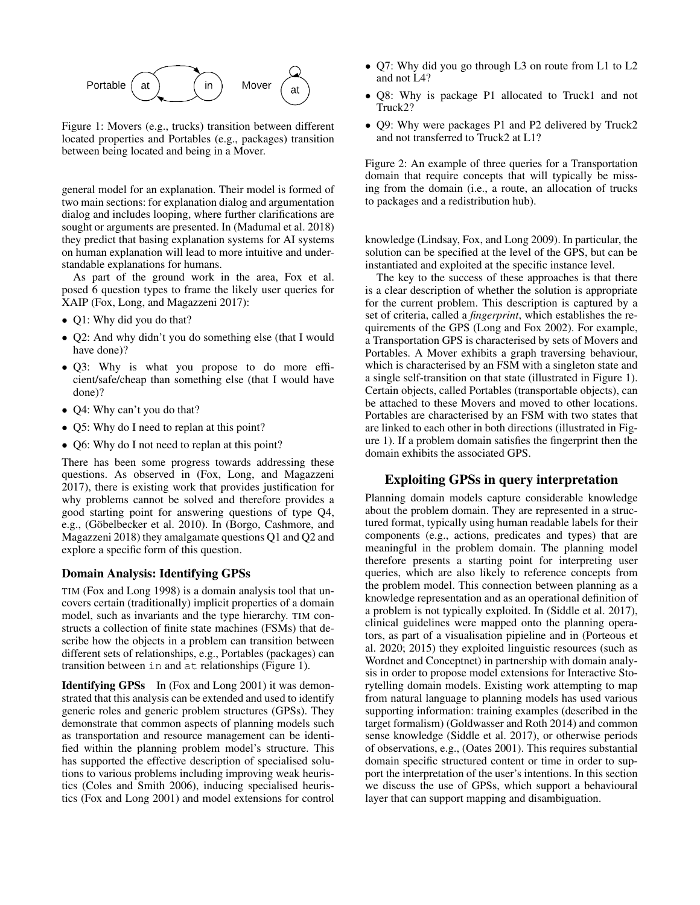Figure 1: Movers (e.g., trucks) transition between different located properties and Portables (e.g., packages) transition between being located and being in a Mover.

general model for an explanation. Their model is formed of two main sections: for explanation dialog and argumentation dialog and includes looping, where further clarifications are sought or arguments are presented. In (Madumal et al. 2018) they predict that basing explanation systems for AI systems on human explanation will lead to more intuitive and understandable explanations for humans.

As part of the ground work in the area, Fox et al. posed 6 question types to frame the likely user queries for XAIP (Fox, Long, and Magazzeni 2017):

- Q1: Why did you do that?
- Q2: And why didn't you do something else (that I would have done)?
- Q3: Why is what you propose to do more efficient/safe/cheap than something else (that I would have done)?
- Q4: Why can't you do that?
- Q5: Why do I need to replan at this point?
- Q6: Why do I not need to replan at this point?

There has been some progress towards addressing these questions. As observed in (Fox, Long, and Magazzeni 2017), there is existing work that provides justification for why problems cannot be solved and therefore provides a good starting point for answering questions of type Q4, e.g., (Göbelbecker et al. 2010). In (Borgo, Cashmore, and Magazzeni 2018) they amalgamate questions Q1 and Q2 and explore a specific form of this question.

### Domain Analysis: Identifying GPSs

TIM (Fox and Long 1998) is a domain analysis tool that uncovers certain (traditionally) implicit properties of a domain model, such as invariants and the type hierarchy. TIM constructs a collection of finite state machines (FSMs) that describe how the objects in a problem can transition between different sets of relationships, e.g., Portables (packages) can transition between `in` and `at` relationships (Figure 1).

**Identifying GPSs** In (Fox and Long 2001) it was demonstrated that this analysis can be extended and used to identify generic roles and generic problem structures (GPSs). They demonstrate that common aspects of planning models such as transportation and resource management can be identified within the planning problem model's structure. This has supported the effective description of specialised solutions to various problems including improving weak heuristics (Coles and Smith 2006), inducing specialised heuristics (Fox and Long 2001) and model extensions for control knowledge (Lindsay, Fox, and Long 2009). In particular, the solution can be specified at the level of the GPS, but can be instantiated and exploited at the specific instance level.

- Q7: Why did you go through L3 on route from L1 to L2 and not L4?
- Q8: Why is package P1 allocated to Truck1 and not Truck2?
- Q9: Why were packages P1 and P2 delivered by Truck2 and not transferred to Truck2 at L1?

Figure 2: An example of three queries for a Transportation domain that require concepts that will typically be missing from the domain (i.e., a route, an allocation of trucks to packages and a redistribution hub).

The key to the success of these approaches is that there is a clear description of whether the solution is appropriate for the current problem. This description is captured by a set of criteria, called a *fingerprint*, which establishes the requirements of the GPS (Long and Fox 2002). For example, a Transportation GPS is characterised by sets of Movers and Portables. A Mover exhibits a graph traversing behaviour, which is characterised by an FSM with a singleton state and a single self-transition on that state (illustrated in Figure 1). Certain objects, called Portables (transportable objects), can be attached to these Movers and moved to other locations. Portables are characterised by an FSM with two states that are linked to each other in both directions (illustrated in Figure 1). If a problem domain satisfies the fingerprint then the domain exhibits the associated GPS.

## Exploiting GPSs in query interpretation

Planning domain models capture considerable knowledge about the problem domain. They are represented in a structured format, typically using human readable labels for their components (e.g., actions, predicates and types) that are meaningful in the problem domain. The planning model therefore presents a starting point for interpreting user queries, which are also likely to reference concepts from the problem model. This connection between planning as a knowledge representation and as an operational definition of a problem is not typically exploited. In (Siddle et al. 2017), clinical guidelines were mapped onto the planning operators, as part of a visualisation pipieline and in (Porteous et al. 2020; 2015) they exploited linguistic resources (such as Wordnet and Conceptnet) in partnership with domain analysis in order to propose model extensions for Interactive Storytelling domain models. Existing work attempting to map from natural language to planning models has used various supporting information: training examples (described in the target formalism) (Goldwasser and Roth 2014) and common sense knowledge (Siddle et al. 2017), or otherwise periods of observations, e.g., (Oates 2001). This requires substantial domain specific structured content or time in order to support the interpretation of the user's intentions. In this section we discuss the use of GPSs, which support a behavioural layer that can support mapping and disambiguation.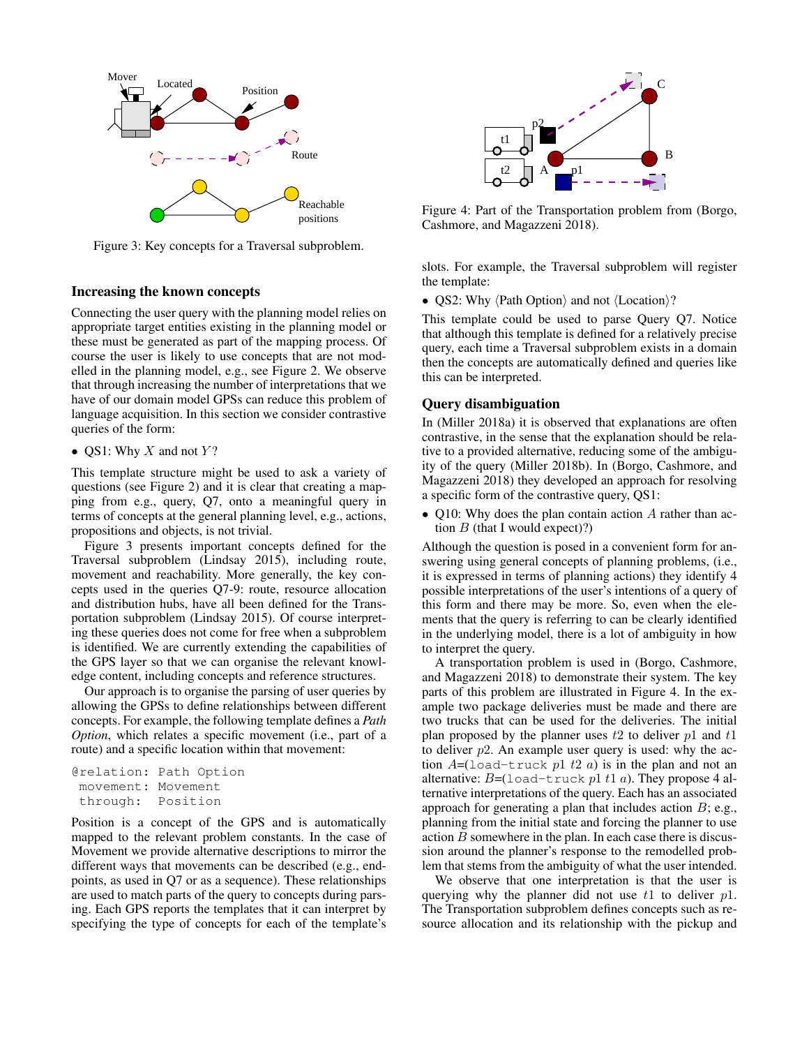Figure 3: Key concepts for a Traversal subproblem.

## Increasing the known concepts

Connecting the user query with the planning model relies on appropriate target entities existing in the planning model or these must be generated as part of the mapping process. Of course the user is likely to use concepts that are not modelled in the planning model, e.g., see Figure 2. We observe that through increasing the number of interpretations that we have of our domain model GPSs can reduce this problem of language acquisition. In this section we consider contrastive queries of the form:

- QS1: Why $X$ and not $Y$?

This template structure might be used to ask a variety of questions (see Figure 2) and it is clear that creating a mapping from e.g., query, Q7, onto a meaningful query in terms of concepts at the general planning level, e.g., actions, propositions and objects, is not trivial.

Figure 3 presents important concepts defined for the Traversal subproblem (Lindsay 2015), including route, movement and reachability. More generally, the key concepts used in the queries Q7-9: route, resource allocation and distribution hubs, have all been defined for the Transportation subproblem (Lindsay 2015). Of course interpreting these queries does not come for free when a subproblem is identified. We are currently extending the capabilities of the GPS layer so that we can organise the relevant knowledge content, including concepts and reference structures.

Our approach is to organise the parsing of user queries by allowing the GPSs to define relationships between different concepts. For example, the following template defines a *Path Option*, which relates a specific movement (i.e., part of a route) and a specific location within that movement:

```
@relation: Path Option
 movement: Movement
 through:  Position
```

Position is a concept of the GPS and is automatically mapped to the relevant problem constants. In the case of Movement we provide alternative descriptions to mirror the different ways that movements can be described (e.g., end-points, as used in Q7 or as a sequence). These relationships are used to match parts of the query to concepts during parsing. Each GPS reports the templates that it can interpret by specifying the type of concepts for each of the template's slots. For example, the Traversal subproblem will register the template:

- QS2: Why ⟨Path Option⟩ and not ⟨Location⟩?

This template could be used to parse Query Q7. Notice that although this template is defined for a relatively precise query, each time a Traversal subproblem exists in a domain then the concepts are automatically defined and queries like this can be interpreted.

Figure 4: Part of the Transportation problem from (Borgo, Cashmore, and Magazzeni 2018).

## Query disambiguation

In (Miller 2018a) it is observed that explanations are often contrastive, in the sense that the explanation should be relative to a provided alternative, reducing some of the ambiguity of the query (Miller 2018b). In (Borgo, Cashmore, and Magazzeni 2018) they developed an approach for resolving a specific form of the contrastive query, QS1:

- Q10: Why does the plan contain action $A$ rather than action $B$ (that I would expect)?)

Although the question is posed in a convenient form for answering using general concepts of planning problems, (i.e., it is expressed in terms of planning actions) they identify 4 possible interpretations of the user's intentions of a query of this form and there may be more. So, even when the elements that the query is referring to can be clearly identified in the underlying model, there is a lot of ambiguity in how to interpret the query.

A transportation problem is used in (Borgo, Cashmore, and Magazzeni 2018) to demonstrate their system. The key parts of this problem are illustrated in Figure 4. In the example two package deliveries must be made and there are two trucks that can be used for the deliveries. The initial plan proposed by the planner uses $t2$ to deliver $p1$ and $t1$ to deliver $p2$. An example user query is used: why the action $A$=(`load-truck` $p1$ $t2$ $a$) is in the plan and not an alternative: $B$=(`load-truck` $p1$ $t1$ $a$). They propose 4 alternative interpretations of the query. Each has an associated approach for generating a plan that includes action $B$; e.g., planning from the initial state and forcing the planner to use action $B$ somewhere in the plan. In each case there is discussion around the planner's response to the remodelled problem that stems from the ambiguity of what the user intended.

We observe that one interpretation is that the user is querying why the planner did not use $t1$ to deliver $p1$. The Transportation subproblem defines concepts such as resource allocation and its relationship with the pickup and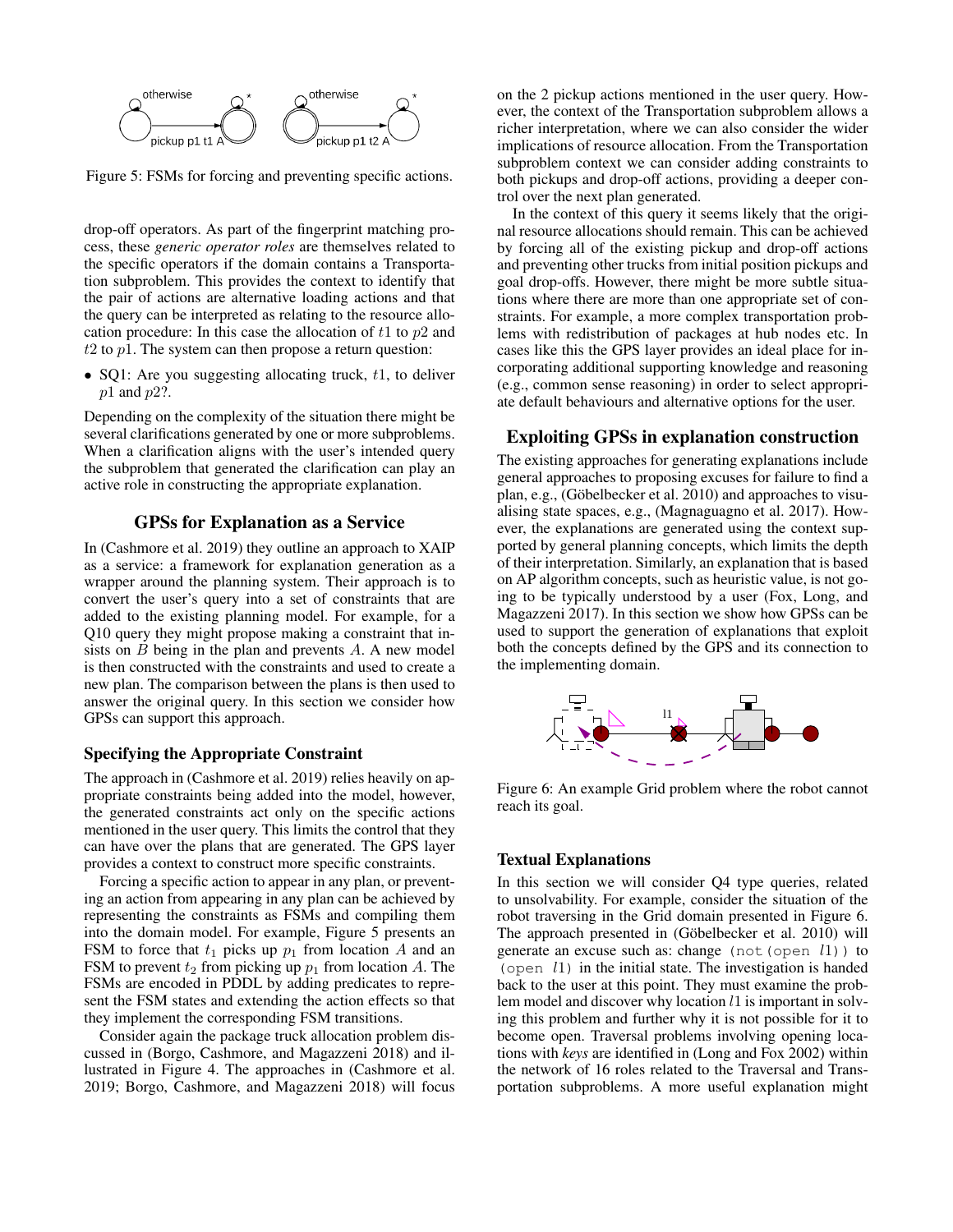Figure 5: FSMs for forcing and preventing specific actions.

drop-off operators. As part of the fingerprint matching process, these *generic operator roles* are themselves related to the specific operators if the domain contains a Transportation subproblem. This provides the context to identify that the pair of actions are alternative loading actions and that the query can be interpreted as relating to the resource allocation procedure: In this case the allocation of $t1$ to $p2$ and $t2$ to $p1$. The system can then propose a return question:

- SQ1: Are you suggesting allocating truck, $t1$, to deliver $p1$ and $p2$?.

Depending on the complexity of the situation there might be several clarifications generated by one or more subproblems. When a clarification aligns with the user's intended query the subproblem that generated the clarification can play an active role in constructing the appropriate explanation.

## GPSs for Explanation as a Service

In (Cashmore et al. 2019) they outline an approach to XAIP as a service: a framework for explanation generation as a wrapper around the planning system. Their approach is to convert the user's query into a set of constraints that are added to the existing planning model. For example, for a Q10 query they might propose making a constraint that insists on $B$ being in the plan and prevents $A$. A new model is then constructed with the constraints and used to create a new plan. The comparison between the plans is then used to answer the original query. In this section we consider how GPSs can support this approach.

### Specifying the Appropriate Constraint

The approach in (Cashmore et al. 2019) relies heavily on appropriate constraints being added into the model, however, the generated constraints act only on the specific actions mentioned in the user query. This limits the control that they can have over the plans that are generated. The GPS layer provides a context to construct more specific constraints.

Forcing a specific action to appear in any plan, or preventing an action from appearing in any plan can be achieved by representing the constraints as FSMs and compiling them into the domain model. For example, Figure 5 presents an FSM to force that $t_1$ picks up $p_1$ from location $A$ and an FSM to prevent $t_2$ from picking up $p_1$ from location $A$. The FSMs are encoded in PDDL by adding predicates to represent the FSM states and extending the action effects so that they implement the corresponding FSM transitions.

Consider again the package truck allocation problem discussed in (Borgo, Cashmore, and Magazzeni 2018) and illustrated in Figure 4. The approaches in (Cashmore et al. 2019; Borgo, Cashmore, and Magazzeni 2018) will focus on the 2 pickup actions mentioned in the user query. However, the context of the Transportation subproblem allows a richer interpretation, where we can also consider the wider implications of resource allocation. From the Transportation subproblem context we can consider adding constraints to both pickups and drop-off actions, providing a deeper control over the next plan generated.

In the context of this query it seems likely that the original resource allocations should remain. This can be achieved by forcing all of the existing pickup and drop-off actions and preventing other trucks from initial position pickups and goal drop-offs. However, there might be more subtle situations where there are more than one appropriate set of constraints. For example, a more complex transportation problems with redistribution of packages at hub nodes etc. In cases like this the GPS layer provides an ideal place for incorporating additional supporting knowledge and reasoning (e.g., common sense reasoning) in order to select appropriate default behaviours and alternative options for the user.

## Exploiting GPSs in explanation construction

The existing approaches for generating explanations include general approaches to proposing excuses for failure to find a plan, e.g., (Göbelbecker et al. 2010) and approaches to visualising state spaces, e.g., (Magnaguagno et al. 2017). However, the explanations are generated using the context supported by general planning concepts, which limits the depth of their interpretation. Similarly, an explanation that is based on AP algorithm concepts, such as heuristic value, is not going to be typically understood by a user (Fox, Long, and Magazzeni 2017). In this section we show how GPSs can be used to support the generation of explanations that exploit both the concepts defined by the GPS and its connection to the implementing domain.

Figure 6: An example Grid problem where the robot cannot reach its goal.

### Textual Explanations

In this section we will consider Q4 type queries, related to unsolvability. For example, consider the situation of the robot traversing in the Grid domain presented in Figure 6. The approach presented in (Göbelbecker et al. 2010) will generate an excuse such as: change `(not(open` $l1$`))` to `(open` $l1$`)` in the initial state. The investigation is handed back to the user at this point. They must examine the problem model and discover why location $l1$ is important in solving this problem and further why it is not possible for it to become open. Traversal problems involving opening locations with *keys* are identified in (Long and Fox 2002) within the network of 16 roles related to the Traversal and Transportation subproblems. A more useful explanation might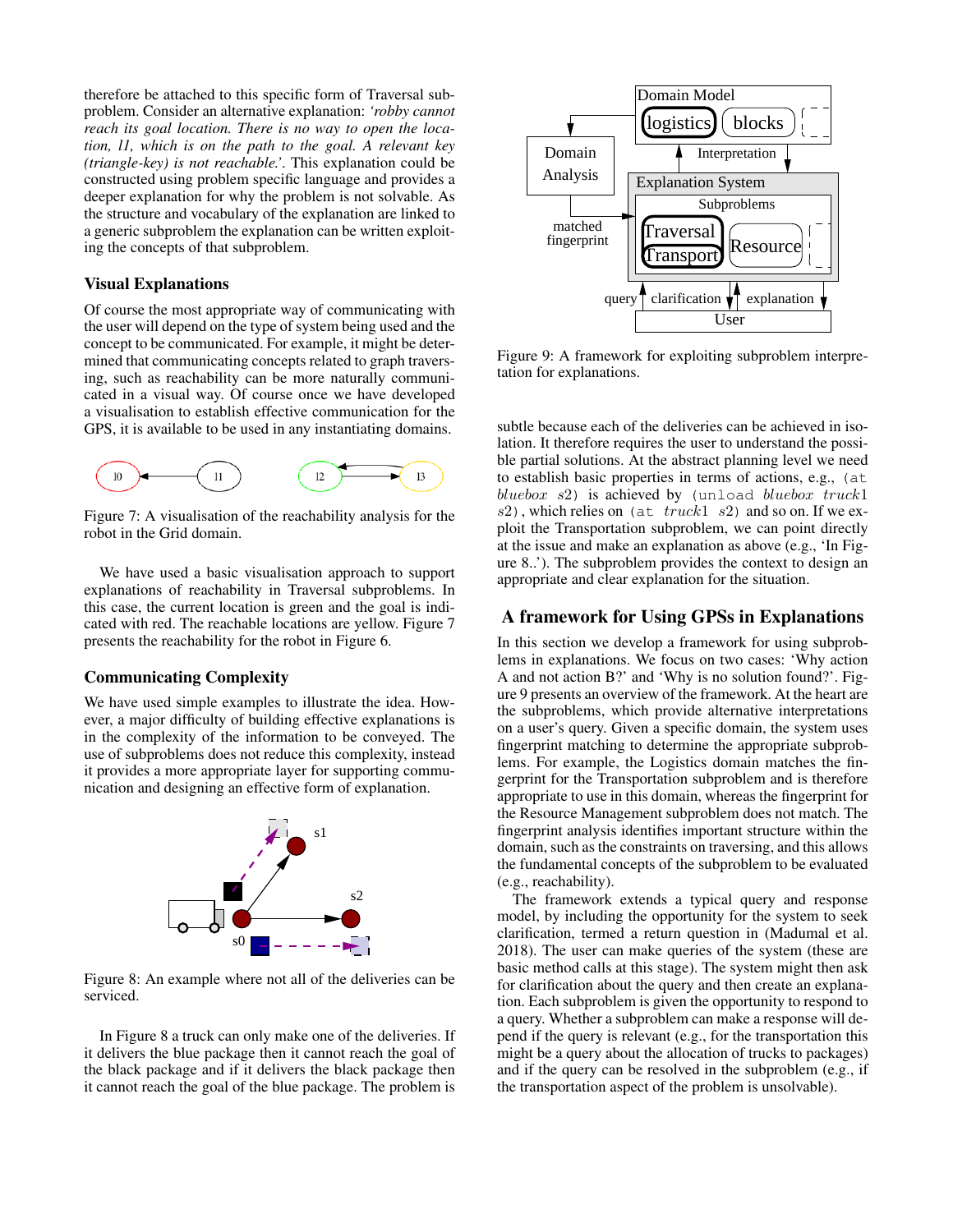therefore be attached to this specific form of Traversal subproblem. Consider an alternative explanation: *'robby cannot reach its goal location. There is no way to open the location, l1, which is on the path to the goal. A relevant key (triangle-key) is not reachable.'*. This explanation could be constructed using problem specific language and provides a deeper explanation for why the problem is not solvable. As the structure and vocabulary of the explanation are linked to a generic subproblem the explanation can be written exploiting the concepts of that subproblem.

### Visual Explanations

Of course the most appropriate way of communicating with the user will depend on the type of system being used and the concept to be communicated. For example, it might be determined that communicating concepts related to graph traversing, such as reachability can be more naturally communicated in a visual way. Of course once we have developed a visualisation to establish effective communication for the GPS, it is available to be used in any instantiating domains.

Figure 7: A visualisation of the reachability analysis for the robot in the Grid domain.

We have used a basic visualisation approach to support explanations of reachability in Traversal subproblems. In this case, the current location is green and the goal is indicated with red. The reachable locations are yellow. Figure 7 presents the reachability for the robot in Figure 6.

### Communicating Complexity

We have used simple examples to illustrate the idea. However, a major difficulty of building effective explanations is in the complexity of the information to be conveyed. The use of subproblems does not reduce this complexity, instead it provides a more appropriate layer for supporting communication and designing an effective form of explanation.

Figure 8: An example where not all of the deliveries can be serviced.

In Figure 8 a truck can only make one of the deliveries. If it delivers the blue package then it cannot reach the goal of the black package and if it delivers the black package then it cannot reach the goal of the blue package. The problem is subtle because each of the deliveries can be achieved in isolation. It therefore requires the user to understand the possible partial solutions. At the abstract planning level we need to establish basic properties in terms of actions, e.g., (at *bluebox s*2) is achieved by (unload *bluebox truck*1 *s*2), which relies on (at *truck*1 *s*2) and so on. If we exploit the Transportation subproblem, we can point directly at the issue and make an explanation as above (e.g., 'In Figure 8..'). The subproblem provides the context to design an appropriate and clear explanation for the situation.

Figure 9: A framework for exploiting subproblem interpretation for explanations.

## A framework for Using GPSs in Explanations

In this section we develop a framework for using subproblems in explanations. We focus on two cases: 'Why action A and not action B?' and 'Why is no solution found?'. Figure 9 presents an overview of the framework. At the heart are the subproblems, which provide alternative interpretations on a user's query. Given a specific domain, the system uses fingerprint matching to determine the appropriate subproblems. For example, the Logistics domain matches the fingerprint for the Transportation subproblem and is therefore appropriate to use in this domain, whereas the fingerprint for the Resource Management subproblem does not match. The fingerprint analysis identifies important structure within the domain, such as the constraints on traversing, and this allows the fundamental concepts of the subproblem to be evaluated (e.g., reachability).

The framework extends a typical query and response model, by including the opportunity for the system to seek clarification, termed a return question in (Madumal et al. 2018). The user can make queries of the system (these are basic method calls at this stage). The system might then ask for clarification about the query and then create an explanation. Each subproblem is given the opportunity to respond to a query. Whether a subproblem can make a response will depend if the query is relevant (e.g., for the transportation this might be a query about the allocation of trucks to packages) and if the query can be resolved in the subproblem (e.g., if the transportation aspect of the problem is unsolvable).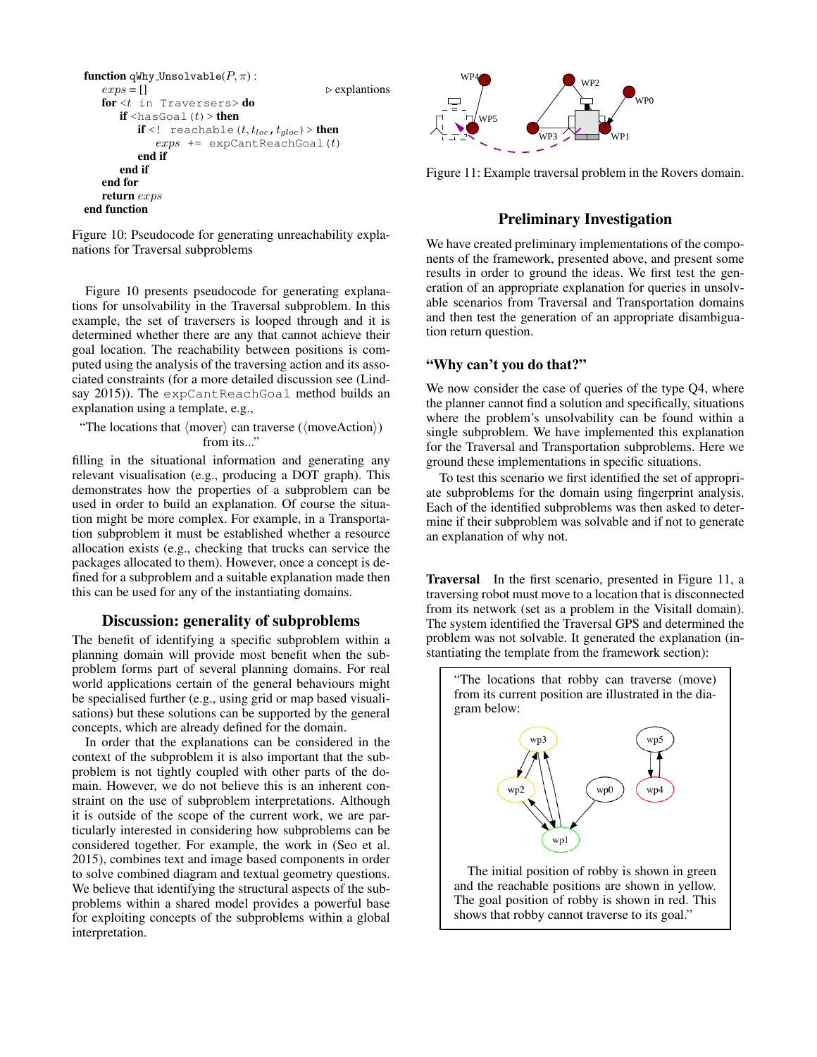```
function qWhy_Unsolvable(P, π) :
    exps = []                                    ▷ explantions
    for <t in Traversers> do
        if <hasGoal(t)> then
            if <! reachable(t, t_loc, t_gloc)> then
                exps += expCantReachGoal(t)
            end if
        end if
    end for
    return exps
end function
```

Figure 10: Pseudocode for generating unreachability explanations for Traversal subproblems

Figure 10 presents pseudocode for generating explanations for unsolvability in the Traversal subproblem. In this example, the set of traversers is looped through and it is determined whether there are any that cannot achieve their goal location. The reachability between positions is computed using the analysis of the traversing action and its associated constraints (for a more detailed discussion see (Lindsay 2015)). The `expCantReachGoal` method builds an explanation using a template, e.g.,

"The locations that ⟨mover⟩ can traverse (⟨moveAction⟩) from its..."

filling in the situational information and generating any relevant visualisation (e.g., producing a DOT graph). This demonstrates how the properties of a subproblem can be used in order to build an explanation. Of course the situation might be more complex. For example, in a Transportation subproblem it must be established whether a resource allocation exists (e.g., checking that trucks can service the packages allocated to them). However, once a concept is defined for a subproblem and a suitable explanation made then this can be used for any of the instantiating domains.

## Discussion: generality of subproblems

The benefit of identifying a specific subproblem within a planning domain will provide most benefit when the subproblem forms part of several planning domains. For real world applications certain of the general behaviours might be specialised further (e.g., using grid or map based visualisations) but these solutions can be supported by the general concepts, which are already defined for the domain.

In order that the explanations can be considered in the context of the subproblem it is also important that the subproblem is not tightly coupled with other parts of the domain. However, we do not believe this is an inherent constraint on the use of subproblem interpretations. Although it is outside of the scope of the current work, we are particularly interested in considering how subproblems can be considered together. For example, the work in (Seo et al. 2015), combines text and image based components in order to solve combined diagram and textual geometry questions. We believe that identifying the structural aspects of the subproblems within a shared model provides a powerful base for exploiting concepts of the subproblems within a global interpretation.

Figure 11: Example traversal problem in the Rovers domain.

## Preliminary Investigation

We have created preliminary implementations of the components of the framework, presented above, and present some results in order to ground the ideas. We first test the generation of an appropriate explanation for queries in unsolvable scenarios from Traversal and Transportation domains and then test the generation of an appropriate disambiguation return question.

### "Why can't you do that?"

We now consider the case of queries of the type Q4, where the planner cannot find a solution and specifically, situations where the problem's unsolvability can be found within a single subproblem. We have implemented this explanation for the Traversal and Transportation subproblems. Here we ground these implementations in specific situations.

To test this scenario we first identified the set of appropriate subproblems for the domain using fingerprint analysis. Each of the identified subproblems was then asked to determine if their subproblem was solvable and if not to generate an explanation of why not.

**Traversal** In the first scenario, presented in Figure 11, a traversing robot must move to a location that is disconnected from its network (set as a problem in the Visitall domain). The system identified the Traversal GPS and determined the problem was not solvable. It generated the explanation (instantiating the template from the framework section):

"The locations that robby can traverse (move) from its current position are illustrated in the diagram below:

The initial position of robby is shown in green and the reachable positions are shown in yellow. The goal position of robby is shown in red. This shows that robby cannot traverse to its goal."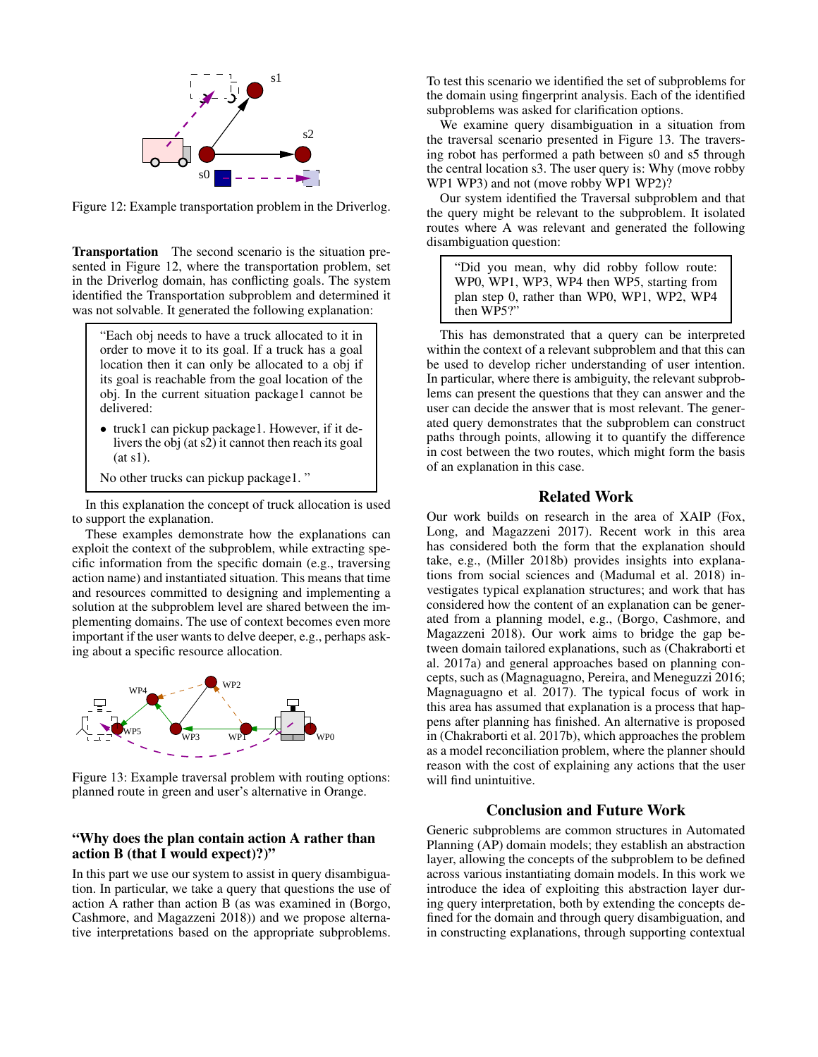Figure 12: Example transportation problem in the Driverlog.

**Transportation** The second scenario is the situation presented in Figure 12, where the transportation problem, set in the Driverlog domain, has conflicting goals. The system identified the Transportation subproblem and determined it was not solvable. It generated the following explanation:

> "Each obj needs to have a truck allocated to it in order to move it to its goal. If a truck has a goal location then it can only be allocated to a obj if its goal is reachable from the goal location of the obj. In the current situation package1 cannot be delivered:
>
> - truck1 can pickup package1. However, if it delivers the obj (at s2) it cannot then reach its goal (at s1).
>
> No other trucks can pickup package1. "

In this explanation the concept of truck allocation is used to support the explanation.

These examples demonstrate how the explanations can exploit the context of the subproblem, while extracting specific information from the specific domain (e.g., traversing action name) and instantiated situation. This means that time and resources committed to designing and implementing a solution at the subproblem level are shared between the implementing domains. The use of context becomes even more important if the user wants to delve deeper, e.g., perhaps asking about a specific resource allocation.

Figure 13: Example traversal problem with routing options: planned route in green and user's alternative in Orange.

### "Why does the plan contain action A rather than action B (that I would expect)?)"

In this part we use our system to assist in query disambiguation. In particular, we take a query that questions the use of action A rather than action B (as was examined in (Borgo, Cashmore, and Magazzeni 2018)) and we propose alternative interpretations based on the appropriate subproblems. To test this scenario we identified the set of subproblems for the domain using fingerprint analysis. Each of the identified subproblems was asked for clarification options.

We examine query disambiguation in a situation from the traversal scenario presented in Figure 13. The traversing robot has performed a path between s0 and s5 through the central location s3. The user query is: Why (move robby WP1 WP3) and not (move robby WP1 WP2)?

Our system identified the Traversal subproblem and that the query might be relevant to the subproblem. It isolated routes where A was relevant and generated the following disambiguation question:

> "Did you mean, why did robby follow route: WP0, WP1, WP3, WP4 then WP5, starting from plan step 0, rather than WP0, WP1, WP2, WP4 then WP5?"

This has demonstrated that a query can be interpreted within the context of a relevant subproblem and that this can be used to develop richer understanding of user intention. In particular, where there is ambiguity, the relevant subproblems can present the questions that they can answer and the user can decide the answer that is most relevant. The generated query demonstrates that the subproblem can construct paths through points, allowing it to quantify the difference in cost between the two routes, which might form the basis of an explanation in this case.

## Related Work

Our work builds on research in the area of XAIP (Fox, Long, and Magazzeni 2017). Recent work in this area has considered both the form that the explanation should take, e.g., (Miller 2018b) provides insights into explanations from social sciences and (Madumal et al. 2018) investigates typical explanation structures; and work that has considered how the content of an explanation can be generated from a planning model, e.g., (Borgo, Cashmore, and Magazzeni 2018). Our work aims to bridge the gap between domain tailored explanations, such as (Chakraborti et al. 2017a) and general approaches based on planning concepts, such as (Magnaguagno, Pereira, and Meneguzzi 2016; Magnaguagno et al. 2017). The typical focus of work in this area has assumed that explanation is a process that happens after planning has finished. An alternative is proposed in (Chakraborti et al. 2017b), which approaches the problem as a model reconciliation problem, where the planner should reason with the cost of explaining any actions that the user will find unintuitive.

## Conclusion and Future Work

Generic subproblems are common structures in Automated Planning (AP) domain models; they establish an abstraction layer, allowing the concepts of the subproblem to be defined across various instantiating domain models. In this work we introduce the idea of exploiting this abstraction layer during query interpretation, both by extending the concepts defined for the domain and through query disambiguation, and in constructing explanations, through supporting contextual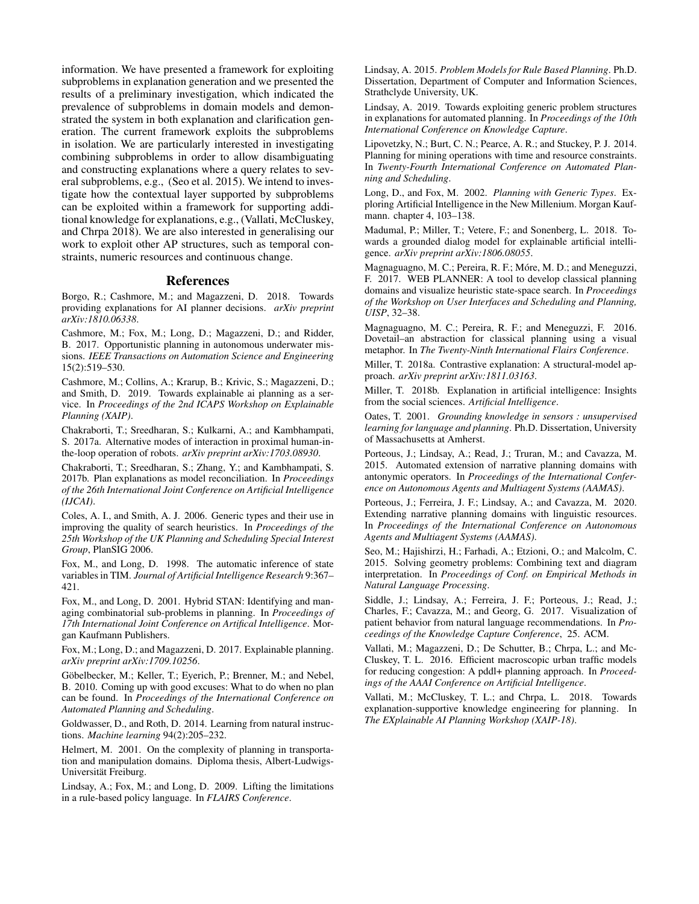information. We have presented a framework for exploiting subproblems in explanation generation and we presented the results of a preliminary investigation, which indicated the prevalence of subproblems in domain models and demonstrated the system in both explanation and clarification generation. The current framework exploits the subproblems in isolation. We are particularly interested in investigating combining subproblems in order to allow disambiguating and constructing explanations where a query relates to several subproblems, e.g., (Seo et al. 2015). We intend to investigate how the contextual layer supported by subproblems can be exploited within a framework for supporting additional knowledge for explanations, e.g., (Vallati, McCluskey, and Chrpa 2018). We are also interested in generalising our work to exploit other AP structures, such as temporal constraints, numeric resources and continuous change.

## References

Borgo, R.; Cashmore, M.; and Magazzeni, D. 2018. Towards providing explanations for AI planner decisions. *arXiv preprint arXiv:1810.06338*.

Cashmore, M.; Fox, M.; Long, D.; Magazzeni, D.; and Ridder, B. 2017. Opportunistic planning in autonomous underwater missions. *IEEE Transactions on Automation Science and Engineering* 15(2):519–530.

Cashmore, M.; Collins, A.; Krarup, B.; Krivic, S.; Magazzeni, D.; and Smith, D. 2019. Towards explainable ai planning as a service. In *Proceedings of the 2nd ICAPS Workshop on Explainable Planning (XAIP)*.

Chakraborti, T.; Sreedharan, S.; Kulkarni, A.; and Kambhampati, S. 2017a. Alternative modes of interaction in proximal human-in-the-loop operation of robots. *arXiv preprint arXiv:1703.08930*.

Chakraborti, T.; Sreedharan, S.; Zhang, Y.; and Kambhampati, S. 2017b. Plan explanations as model reconciliation. In *Proceedings of the 26th International Joint Conference on Artificial Intelligence (IJCAI)*.

Coles, A. I., and Smith, A. J. 2006. Generic types and their use in improving the quality of search heuristics. In *Proceedings of the 25th Workshop of the UK Planning and Scheduling Special Interest Group*, PlanSIG 2006.

Fox, M., and Long, D. 1998. The automatic inference of state variables in TIM. *Journal of Artificial Intelligence Research* 9:367–421.

Fox, M., and Long, D. 2001. Hybrid STAN: Identifying and managing combinatorial sub-problems in planning. In *Proceedings of 17th International Joint Conference on Artifical Intelligence*. Morgan Kaufmann Publishers.

Fox, M.; Long, D.; and Magazzeni, D. 2017. Explainable planning. *arXiv preprint arXiv:1709.10256*.

Göbelbecker, M.; Keller, T.; Eyerich, P.; Brenner, M.; and Nebel, B. 2010. Coming up with good excuses: What to do when no plan can be found. In *Proceedings of the International Conference on Automated Planning and Scheduling*.

Goldwasser, D., and Roth, D. 2014. Learning from natural instructions. *Machine learning* 94(2):205–232.

Helmert, M. 2001. On the complexity of planning in transportation and manipulation domains. Diploma thesis, Albert-Ludwigs-Universität Freiburg.

Lindsay, A.; Fox, M.; and Long, D. 2009. Lifting the limitations in a rule-based policy language. In *FLAIRS Conference*.

Lindsay, A. 2015. *Problem Models for Rule Based Planning*. Ph.D. Dissertation, Department of Computer and Information Sciences, Strathclyde University, UK.

Lindsay, A. 2019. Towards exploiting generic problem structures in explanations for automated planning. In *Proceedings of the 10th International Conference on Knowledge Capture*.

Lipovetzky, N.; Burt, C. N.; Pearce, A. R.; and Stuckey, P. J. 2014. Planning for mining operations with time and resource constraints. In *Twenty-Fourth International Conference on Automated Planning and Scheduling*.

Long, D., and Fox, M. 2002. *Planning with Generic Types*. Exploring Artificial Intelligence in the New Millenium. Morgan Kaufmann. chapter 4, 103–138.

Madumal, P.; Miller, T.; Vetere, F.; and Sonenberg, L. 2018. Towards a grounded dialog model for explainable artificial intelligence. *arXiv preprint arXiv:1806.08055*.

Magnaguagno, M. C.; Pereira, R. F.; Móre, M. D.; and Meneguzzi, F. 2017. WEB PLANNER: A tool to develop classical planning domains and visualize heuristic state-space search. In *Proceedings of the Workshop on User Interfaces and Scheduling and Planning, UISP*, 32–38.

Magnaguagno, M. C.; Pereira, R. F.; and Meneguzzi, F. 2016. Dovetail–an abstraction for classical planning using a visual metaphor. In *The Twenty-Ninth International Flairs Conference*.

Miller, T. 2018a. Contrastive explanation: A structural-model approach. *arXiv preprint arXiv:1811.03163*.

Miller, T. 2018b. Explanation in artificial intelligence: Insights from the social sciences. *Artificial Intelligence*.

Oates, T. 2001. *Grounding knowledge in sensors : unsupervised learning for language and planning*. Ph.D. Dissertation, University of Massachusetts at Amherst.

Porteous, J.; Lindsay, A.; Read, J.; Truran, M.; and Cavazza, M. 2015. Automated extension of narrative planning domains with antonymic operators. In *Proceedings of the International Conference on Autonomous Agents and Multiagent Systems (AAMAS)*.

Porteous, J.; Ferreira, J. F.; Lindsay, A.; and Cavazza, M. 2020. Extending narrative planning domains with linguistic resources. In *Proceedings of the International Conference on Autonomous Agents and Multiagent Systems (AAMAS)*.

Seo, M.; Hajishirzi, H.; Farhadi, A.; Etzioni, O.; and Malcolm, C. 2015. Solving geometry problems: Combining text and diagram interpretation. In *Proceedings of Conf. on Empirical Methods in Natural Language Processing*.

Siddle, J.; Lindsay, A.; Ferreira, J. F.; Porteous, J.; Read, J.; Charles, F.; Cavazza, M.; and Georg, G. 2017. Visualization of patient behavior from natural language recommendations. In *Proceedings of the Knowledge Capture Conference*, 25. ACM.

Vallati, M.; Magazzeni, D.; De Schutter, B.; Chrpa, L.; and McCluskey, T. L. 2016. Efficient macroscopic urban traffic models for reducing congestion: A pddl+ planning approach. In *Proceedings of the AAAI Conference on Artificial Intelligence*.

Vallati, M.; McCluskey, T. L.; and Chrpa, L. 2018. Towards explanation-supportive knowledge engineering for planning. In *The EXplainable AI Planning Workshop (XAIP-18)*.